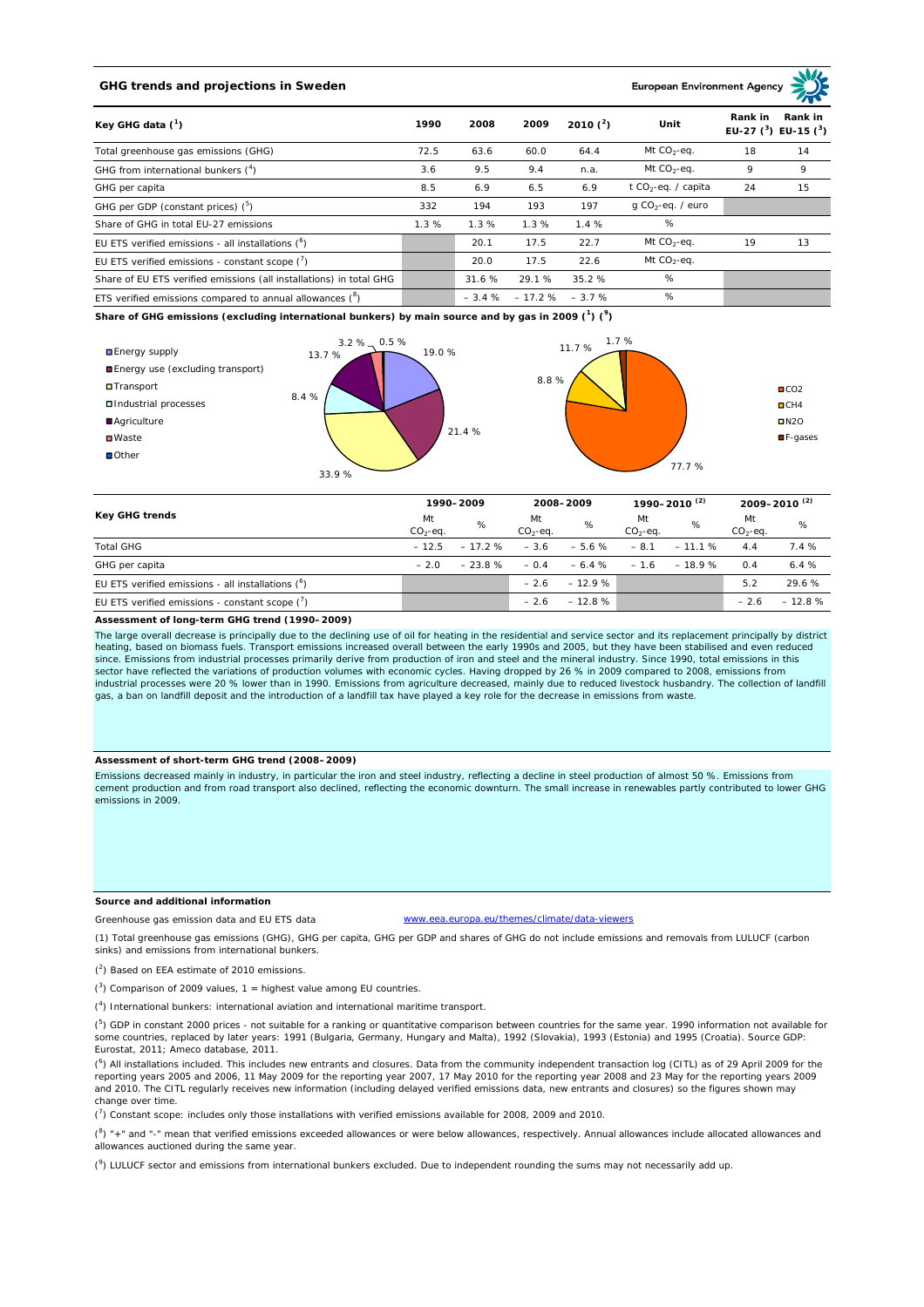## GHG trends and projections in Sweden

European Environment Agency

| Key GHG data [1] | 1990 | 2008 | 2009 | 2010 [2] | Unit | Rank in EU-27 [3] | Rank in EU-15 [3] |
|---|---|---|---|---|---|---|---|
| Total greenhouse gas emissions (GHG) | 72.5 | 63.6 | 60.0 | 64.4 | Mt $CO_2$-eq. | 18 | 14 |
| GHG from international bunkers [4] | 3.6 | 9.5 | 9.4 | n.a. | Mt $CO_2$-eq. | 9 | 9 |
| GHG per capita | 8.5 | 6.9 | 6.5 | 6.9 | t $CO_2$-eq. / capita | 24 | 15 |
| GHG per GDP (constant prices) [5] | 332 | 194 | 193 | 197 | g $CO_2$-eq. / euro | | |
| Share of GHG in total EU-27 emissions | 1.3 % | 1.3 % | 1.3 % | 1.4 % | % | | |
| EU ETS verified emissions - all installations [6] | | 20.1 | 17.5 | 22.7 | Mt $CO_2$-eq. | 19 | 13 |
| EU ETS verified emissions - constant scope [7] | | 20.0 | 17.5 | 22.6 | Mt $CO_2$-eq. | | |
| Share of EU ETS verified emissions (all installations) in total GHG | | 31.6 % | 29.1 % | 35.2 % | % | | |
| ETS verified emissions compared to annual allowances [8] | | – 3.4 % | – 17.2 % | – 3.7 % | % | | |

**Share of GHG emissions (excluding international bunkers) by main source and by gas in 2009 [1] [9]**

By main source: Energy supply 19.0 %; Energy use (excluding transport) 21.4 %; Transport 33.9 %; Industrial processes 8.4 %; Agriculture 13.7 %; Waste 3.2 %; Other 0.5 %

By gas: $CO_2$ 77.7 %; $CH_4$ 8.8 %; $N_2O$ 11.7 %; F-gases 1.7 %

| Key GHG trends | 1990–2009 | | 2008–2009 | | 1990–2010 [2] | | 2009–2010 [2] | |
|---|---|---|---|---|---|---|---|---|
| | Mt $CO_2$-eq. | % | Mt $CO_2$-eq. | % | Mt $CO_2$-eq. | % | Mt $CO_2$-eq. | % |
| Total GHG | – 12.5 | – 17.2 % | – 3.6 | – 5.6 % | – 8.1 | – 11.1 % | 4.4 | 7.4 % |
| GHG per capita | – 2.0 | – 23.8 % | – 0.4 | – 6.4 % | – 1.6 | – 18.9 % | 0.4 | 6.4 % |
| EU ETS verified emissions - all installations [6] | | | – 2.6 | – 12.9 % | | | 5.2 | 29.6 % |
| EU ETS verified emissions - constant scope [7] | | | – 2.6 | – 12.8 % | | | – 2.6 | – 12.8 % |

**Assessment of long-term GHG trend (1990–2009)**

The large overall decrease is principally due to the declining use of oil for heating in the residential and service sector and its replacement principally by district heating, based on biomass fuels. Transport emissions increased overall between the early 1990s and 2005, but they have been stabilised and even reduced since. Emissions from industrial processes primarily derive from production of iron and steel and the mineral industry. Since 1990, total emissions in this sector have reflected the variations of production volumes with economic cycles. Having dropped by 26 % in 2009 compared to 2008, emissions from industrial processes were 20 % lower than in 1990. Emissions from agriculture decreased, mainly due to reduced livestock husbandry. The collection of landfill gas, a ban on landfill deposit and the introduction of a landfill tax have played a key role for the decrease in emissions from waste.

**Assessment of short-term GHG trend (2008–2009)**

Emissions decreased mainly in industry, in particular the iron and steel industry, reflecting a decline in steel production of almost 50 %. Emissions from cement production and from road transport also declined, reflecting the economic downturn. The small increase in renewables partly contributed to lower GHG emissions in 2009.

**Source and additional information**

Greenhouse gas emission data and EU ETS data www.eea.europa.eu/themes/climate/data-viewers

(1) Total greenhouse gas emissions (GHG), GHG per capita, GHG per GDP and shares of GHG do not include emissions and removals from LULUCF (carbon sinks) and emissions from international bunkers.

(2) Based on EEA estimate of 2010 emissions.

(3) Comparison of 2009 values, 1 = highest value among EU countries.

(4) International bunkers: international aviation and international maritime transport.

(5) GDP in constant 2000 prices - not suitable for a ranking or quantitative comparison between countries for the same year. 1990 information not available for some countries, replaced by later years: 1991 (Bulgaria, Germany, Hungary and Malta), 1992 (Slovakia), 1993 (Estonia) and 1995 (Croatia). Source GDP: Eurostat, 2011; Ameco database, 2011.

(6) All installations included. This includes new entrants and closures. Data from the community independent transaction log (CITL) as of 29 April 2009 for the reporting years 2005 and 2006, 11 May 2009 for the reporting year 2007, 17 May 2010 for the reporting year 2008 and 23 May for the reporting years 2009 and 2010. The CITL regularly receives new information (including delayed verified emissions data, new entrants and closures) so the figures shown may change over time.

(7) Constant scope: includes only those installations with verified emissions available for 2008, 2009 and 2010.

(8) "+" and "-" mean that verified emissions exceeded allowances or were below allowances, respectively. Annual allowances include allocated allowances and allowances auctioned during the same year.

(9) LULUCF sector and emissions from international bunkers excluded. Due to independent rounding the sums may not necessarily add up.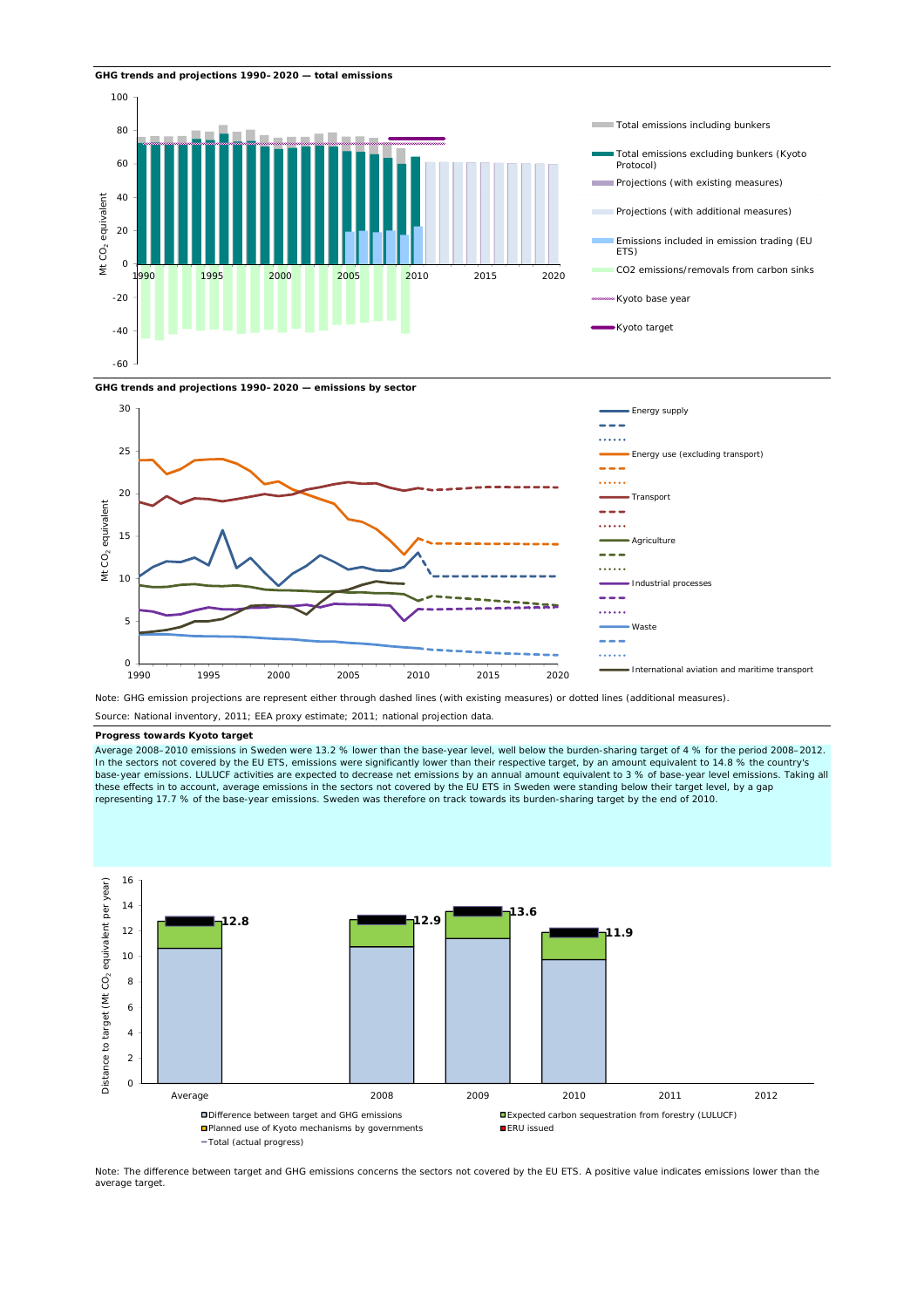**GHG trends and projections 1990–2020 — total emissions**

100
80
60
40
20
0
-20
-40
-60

Mt $CO_2$ equivalent

1990
1995
2000
2005
2010
2015
2020

Total emissions including bunkers

Total emissions excluding bunkers (Kyoto Protocol)

Projections (with existing measures)

Projections (with additional measures)

Emissions included in emission trading (EU ETS)

CO2 emissions/removals from carbon sinks

Kyoto base year

Kyoto target

**GHG trends and projections 1990–2020 — emissions by sector**

30
25
20
15
10
5
0

Mt $CO_2$ equivalent

1990
1995
2000
2005
2010
2015
2020

Energy supply

Energy use (excluding transport)

Transport

Agriculture

Industrial processes

Waste

International aviation and maritime transport

Note: GHG emission projections are represent either through dashed lines (with existing measures) or dotted lines (additional measures).

Source: National inventory, 2011; EEA proxy estimate; 2011; national projection data.

**Progress towards Kyoto target**

Average 2008–2010 emissions in Sweden were 13.2 % lower than the base-year level, well below the burden-sharing target of 4 % for the period 2008–2012. In the sectors not covered by the EU ETS, emissions were significantly lower than their respective target, by an amount equivalent to 14.8 % the country's base-year emissions. LULUCF activities are expected to decrease net emissions by an annual amount equivalent to 3 % of base-year level emissions. Taking all these effects in to account, average emissions in the sectors not covered by the EU ETS in Sweden were standing below their target level, by a gap representing 17.7 % of the base-year emissions. Sweden was therefore on track towards its burden-sharing target by the end of 2010.

16
14
12
10
8
6
4
2
0

Distance to target (Mt $CO_2$ equivalent per year)

12.8
12.9
13.6
11.9

Average
2008
2009
2010
2011
2012

Difference between target and GHG emissions

Expected carbon sequestration from forestry (LULUCF)

Planned use of Kyoto mechanisms by governments

ERU issued

Total (actual progress)

Note: The difference between target and GHG emissions concerns the sectors not covered by the EU ETS. A positive value indicates emissions lower than the average target.